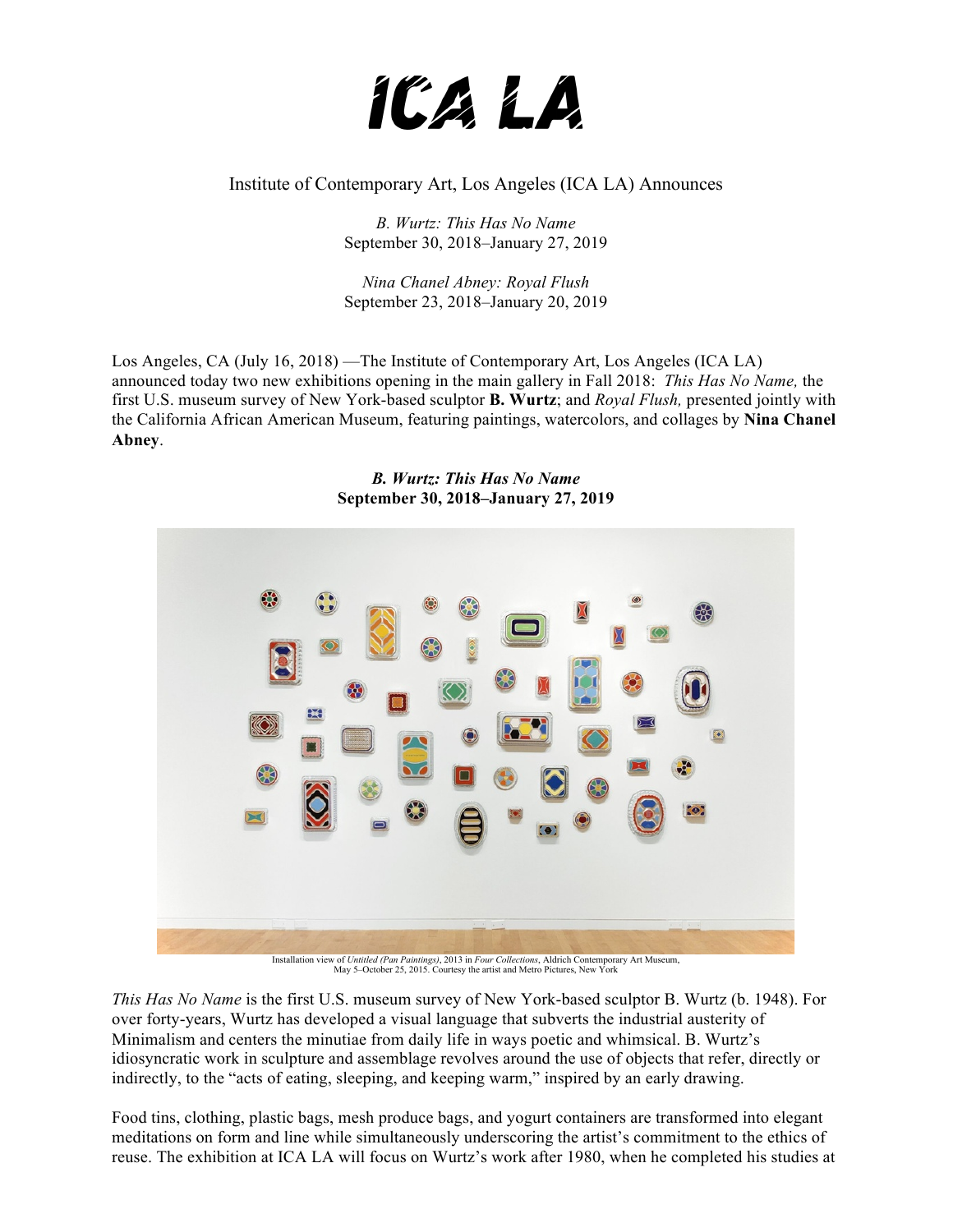# ICA LA

Institute of Contemporary Art, Los Angeles (ICA LA) Announces

*B. Wurtz: This Has No Name*
September 30, 2018–January 27, 2019

*Nina Chanel Abney: Royal Flush*
September 23, 2018–January 20, 2019

Los Angeles, CA (July 16, 2018) —The Institute of Contemporary Art, Los Angeles (ICA LA) announced today two new exhibitions opening in the main gallery in Fall 2018: *This Has No Name,* the first U.S. museum survey of New York-based sculptor **B. Wurtz**; and *Royal Flush,* presented jointly with the California African American Museum, featuring paintings, watercolors, and collages by **Nina Chanel Abney**.

## *B. Wurtz: This Has No Name*
**September 30, 2018–January 27, 2019**

Installation view of *Untitled (Pan Paintings)*, 2013 in *Four Collections*, Aldrich Contemporary Art Museum, May 5–October 25, 2015. Courtesy the artist and Metro Pictures, New York

*This Has No Name* is the first U.S. museum survey of New York-based sculptor B. Wurtz (b. 1948). For over forty-years, Wurtz has developed a visual language that subverts the industrial austerity of Minimalism and centers the minutiae from daily life in ways poetic and whimsical. B. Wurtz's idiosyncratic work in sculpture and assemblage revolves around the use of objects that refer, directly or indirectly, to the "acts of eating, sleeping, and keeping warm," inspired by an early drawing.

Food tins, clothing, plastic bags, mesh produce bags, and yogurt containers are transformed into elegant meditations on form and line while simultaneously underscoring the artist's commitment to the ethics of reuse. The exhibition at ICA LA will focus on Wurtz's work after 1980, when he completed his studies at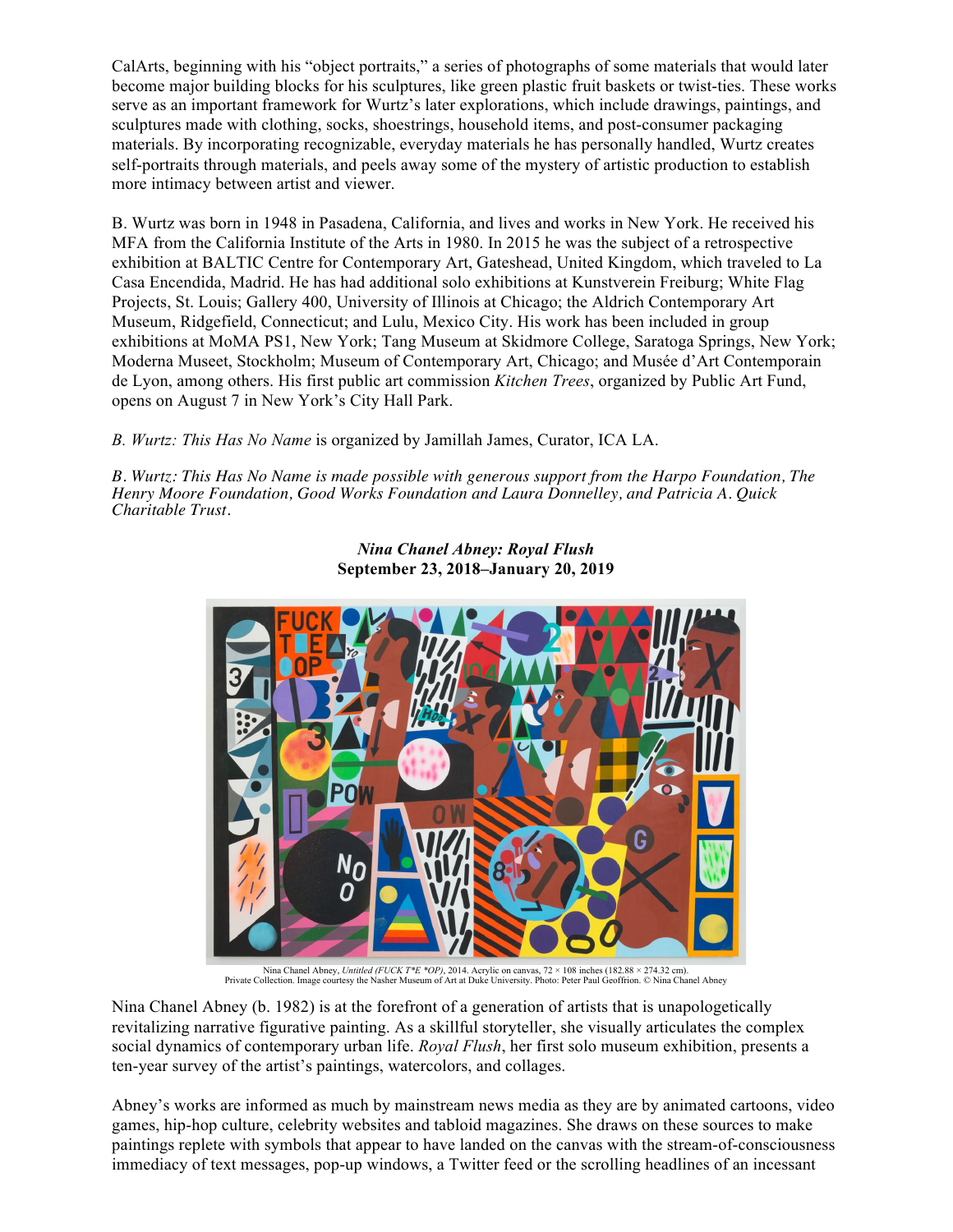CalArts, beginning with his "object portraits," a series of photographs of some materials that would later become major building blocks for his sculptures, like green plastic fruit baskets or twist-ties. These works serve as an important framework for Wurtz's later explorations, which include drawings, paintings, and sculptures made with clothing, socks, shoestrings, household items, and post-consumer packaging materials. By incorporating recognizable, everyday materials he has personally handled, Wurtz creates self-portraits through materials, and peels away some of the mystery of artistic production to establish more intimacy between artist and viewer.

B. Wurtz was born in 1948 in Pasadena, California, and lives and works in New York. He received his MFA from the California Institute of the Arts in 1980. In 2015 he was the subject of a retrospective exhibition at BALTIC Centre for Contemporary Art, Gateshead, United Kingdom, which traveled to La Casa Encendida, Madrid. He has had additional solo exhibitions at Kunstverein Freiburg; White Flag Projects, St. Louis; Gallery 400, University of Illinois at Chicago; the Aldrich Contemporary Art Museum, Ridgefield, Connecticut; and Lulu, Mexico City. His work has been included in group exhibitions at MoMA PS1, New York; Tang Museum at Skidmore College, Saratoga Springs, New York; Moderna Museet, Stockholm; Museum of Contemporary Art, Chicago; and Musée d'Art Contemporain de Lyon, among others. His first public art commission *Kitchen Trees*, organized by Public Art Fund, opens on August 7 in New York's City Hall Park.

*B. Wurtz: This Has No Name* is organized by Jamillah James, Curator, ICA LA.

*B. Wurtz: This Has No Name is made possible with generous support from the Harpo Foundation, The Henry Moore Foundation, Good Works Foundation and Laura Donnelley, and Patricia A. Quick Charitable Trust.*

**_Nina Chanel Abney: Royal Flush_**
**September 23, 2018–January 20, 2019**

Nina Chanel Abney, *Untitled (FUCK T*E *OP)*, 2014. Acrylic on canvas, 72 × 108 inches (182.88 × 274.32 cm). Private Collection. Image courtesy the Nasher Museum of Art at Duke University. Photo: Peter Paul Geoffrion. © Nina Chanel Abney

Nina Chanel Abney (b. 1982) is at the forefront of a generation of artists that is unapologetically revitalizing narrative figurative painting. As a skillful storyteller, she visually articulates the complex social dynamics of contemporary urban life. *Royal Flush*, her first solo museum exhibition, presents a ten-year survey of the artist's paintings, watercolors, and collages.

Abney's works are informed as much by mainstream news media as they are by animated cartoons, video games, hip-hop culture, celebrity websites and tabloid magazines. She draws on these sources to make paintings replete with symbols that appear to have landed on the canvas with the stream-of-consciousness immediacy of text messages, pop-up windows, a Twitter feed or the scrolling headlines of an incessant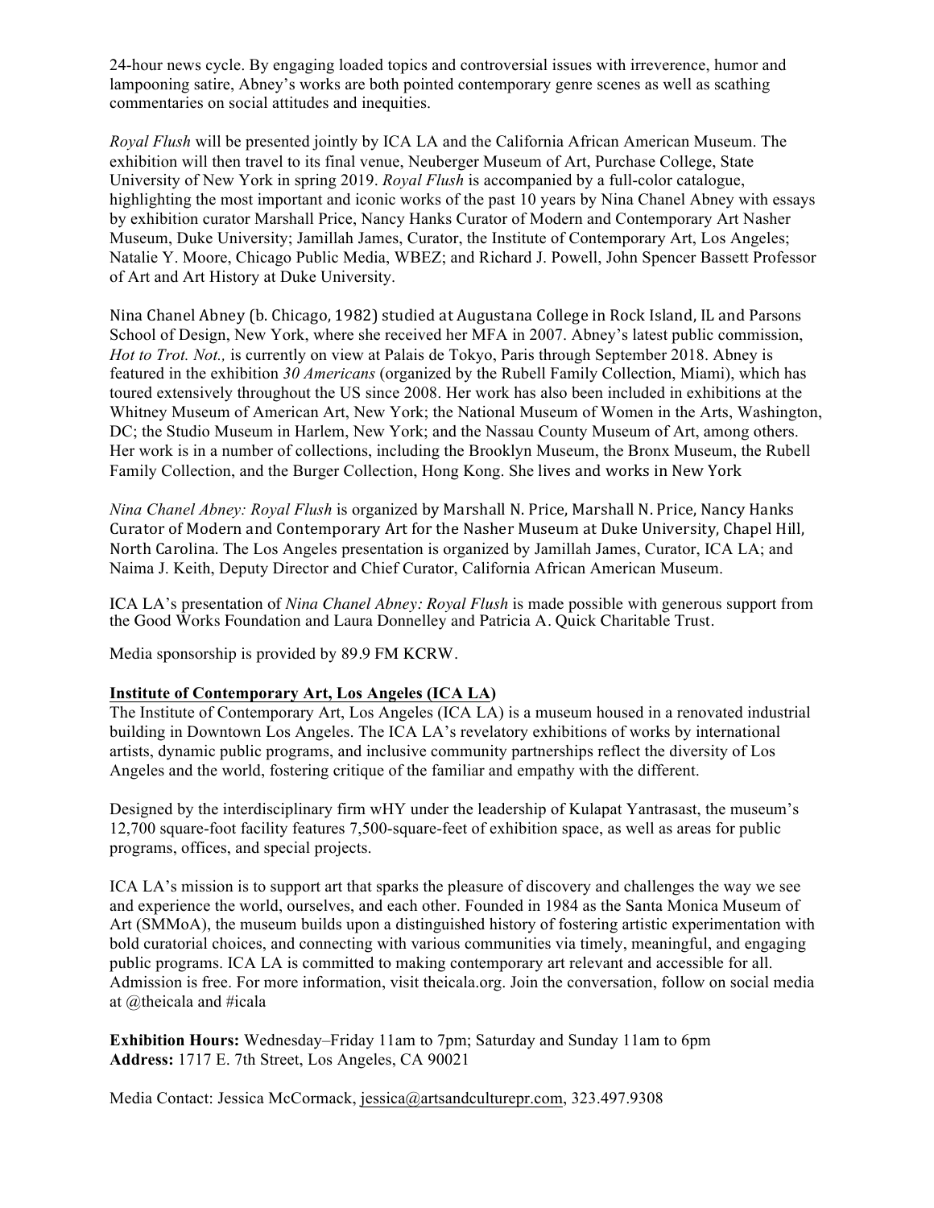24-hour news cycle. By engaging loaded topics and controversial issues with irreverence, humor and lampooning satire, Abney's works are both pointed contemporary genre scenes as well as scathing commentaries on social attitudes and inequities.

*Royal Flush* will be presented jointly by ICA LA and the California African American Museum. The exhibition will then travel to its final venue, Neuberger Museum of Art, Purchase College, State University of New York in spring 2019. *Royal Flush* is accompanied by a full-color catalogue, highlighting the most important and iconic works of the past 10 years by Nina Chanel Abney with essays by exhibition curator Marshall Price, Nancy Hanks Curator of Modern and Contemporary Art Nasher Museum, Duke University; Jamillah James, Curator, the Institute of Contemporary Art, Los Angeles; Natalie Y. Moore, Chicago Public Media, WBEZ; and Richard J. Powell, John Spencer Bassett Professor of Art and Art History at Duke University.

Nina Chanel Abney (b. Chicago, 1982) studied at Augustana College in Rock Island, IL and Parsons School of Design, New York, where she received her MFA in 2007. Abney's latest public commission, *Hot to Trot. Not.,* is currently on view at Palais de Tokyo, Paris through September 2018. Abney is featured in the exhibition *30 Americans* (organized by the Rubell Family Collection, Miami), which has toured extensively throughout the US since 2008. Her work has also been included in exhibitions at the Whitney Museum of American Art, New York; the National Museum of Women in the Arts, Washington, DC; the Studio Museum in Harlem, New York; and the Nassau County Museum of Art, among others. Her work is in a number of collections, including the Brooklyn Museum, the Bronx Museum, the Rubell Family Collection, and the Burger Collection, Hong Kong. She lives and works in New York

*Nina Chanel Abney: Royal Flush* is organized by Marshall N. Price, Marshall N. Price, Nancy Hanks Curator of Modern and Contemporary Art for the Nasher Museum at Duke University, Chapel Hill, North Carolina. The Los Angeles presentation is organized by Jamillah James, Curator, ICA LA; and Naima J. Keith, Deputy Director and Chief Curator, California African American Museum.

ICA LA's presentation of *Nina Chanel Abney: Royal Flush* is made possible with generous support from the Good Works Foundation and Laura Donnelley and Patricia A. Quick Charitable Trust.

Media sponsorship is provided by 89.9 FM KCRW.

**Institute of Contemporary Art, Los Angeles (ICA LA)**

The Institute of Contemporary Art, Los Angeles (ICA LA) is a museum housed in a renovated industrial building in Downtown Los Angeles. The ICA LA's revelatory exhibitions of works by international artists, dynamic public programs, and inclusive community partnerships reflect the diversity of Los Angeles and the world, fostering critique of the familiar and empathy with the different.

Designed by the interdisciplinary firm wHY under the leadership of Kulapat Yantrasast, the museum's 12,700 square-foot facility features 7,500-square-feet of exhibition space, as well as areas for public programs, offices, and special projects.

ICA LA's mission is to support art that sparks the pleasure of discovery and challenges the way we see and experience the world, ourselves, and each other. Founded in 1984 as the Santa Monica Museum of Art (SMMoA), the museum builds upon a distinguished history of fostering artistic experimentation with bold curatorial choices, and connecting with various communities via timely, meaningful, and engaging public programs. ICA LA is committed to making contemporary art relevant and accessible for all. Admission is free. For more information, visit theicala.org. Join the conversation, follow on social media at @theicala and #icala

**Exhibition Hours:** Wednesday–Friday 11am to 7pm; Saturday and Sunday 11am to 6pm
**Address:** 1717 E. 7th Street, Los Angeles, CA 90021

Media Contact: Jessica McCormack, jessica@artsandculturepr.com, 323.497.9308